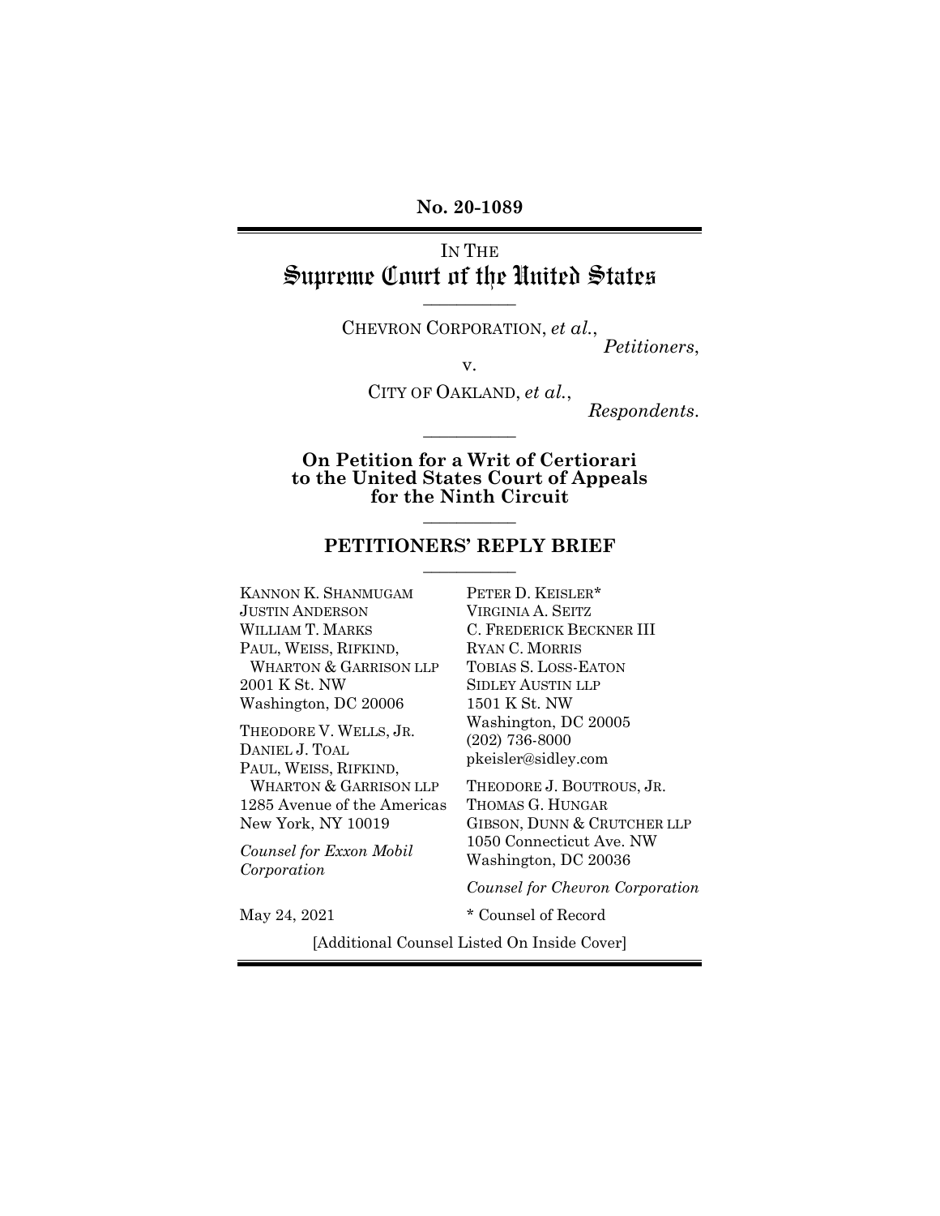**No. 20-1089**

IN THE

# Supreme Court of the United States

CHEVRON CORPORATION, *et al.*,
*Petitioners*,

v.

CITY OF OAKLAND, *et al.*,
*Respondents*.

**On Petition for a Writ of Certiorari to the United States Court of Appeals for the Ninth Circuit**

## PETITIONERS' REPLY BRIEF

KANNON K. SHANMUGAM
JUSTIN ANDERSON
WILLIAM T. MARKS
PAUL, WEISS, RIFKIND, WHARTON & GARRISON LLP
2001 K St. NW
Washington, DC 20006

THEODORE V. WELLS, JR.
DANIEL J. TOAL
PAUL, WEISS, RIFKIND, WHARTON & GARRISON LLP
1285 Avenue of the Americas
New York, NY 10019

*Counsel for Exxon Mobil Corporation*

PETER D. KEISLER*
VIRGINIA A. SEITZ
C. FREDERICK BECKNER III
RYAN C. MORRIS
TOBIAS S. LOSS-EATON
SIDLEY AUSTIN LLP
1501 K St. NW
Washington, DC 20005
(202) 736-8000
pkeisler@sidley.com

THEODORE J. BOUTROUS, JR.
THOMAS G. HUNGAR
GIBSON, DUNN & CRUTCHER LLP
1050 Connecticut Ave. NW
Washington, DC 20036

*Counsel for Chevron Corporation*

May 24, 2021

* Counsel of Record

[Additional Counsel Listed On Inside Cover]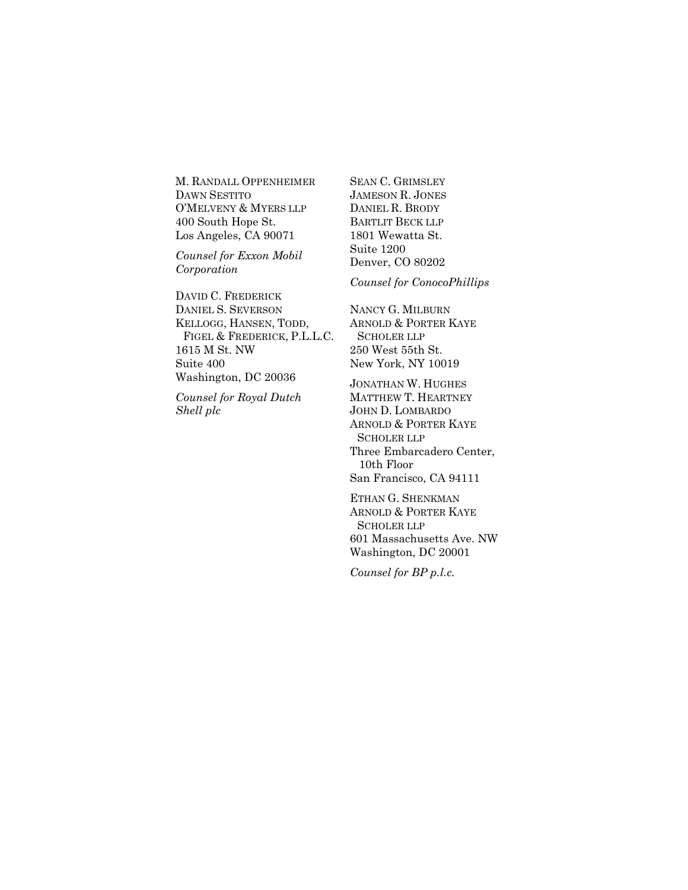M. RANDALL OPPENHEIMER
DAWN SESTITO
O'MELVENY & MYERS LLP
400 South Hope St.
Los Angeles, CA 90071

*Counsel for Exxon Mobil Corporation*

DAVID C. FREDERICK
DANIEL S. SEVERSON
KELLOGG, HANSEN, TODD, FIGEL & FREDERICK, P.L.L.C.
1615 M St. NW
Suite 400
Washington, DC 20036

*Counsel for Royal Dutch Shell plc*

SEAN C. GRIMSLEY
JAMESON R. JONES
DANIEL R. BRODY
BARTLIT BECK LLP
1801 Wewatta St.
Suite 1200
Denver, CO 80202

*Counsel for ConocoPhillips*

NANCY G. MILBURN
ARNOLD & PORTER KAYE SCHOLER LLP
250 West 55th St.
New York, NY 10019

JONATHAN W. HUGHES
MATTHEW T. HEARTNEY
JOHN D. LOMBARDO
ARNOLD & PORTER KAYE SCHOLER LLP
Three Embarcadero Center, 10th Floor
San Francisco, CA 94111

ETHAN G. SHENKMAN
ARNOLD & PORTER KAYE SCHOLER LLP
601 Massachusetts Ave. NW
Washington, DC 20001

*Counsel for BP p.l.c.*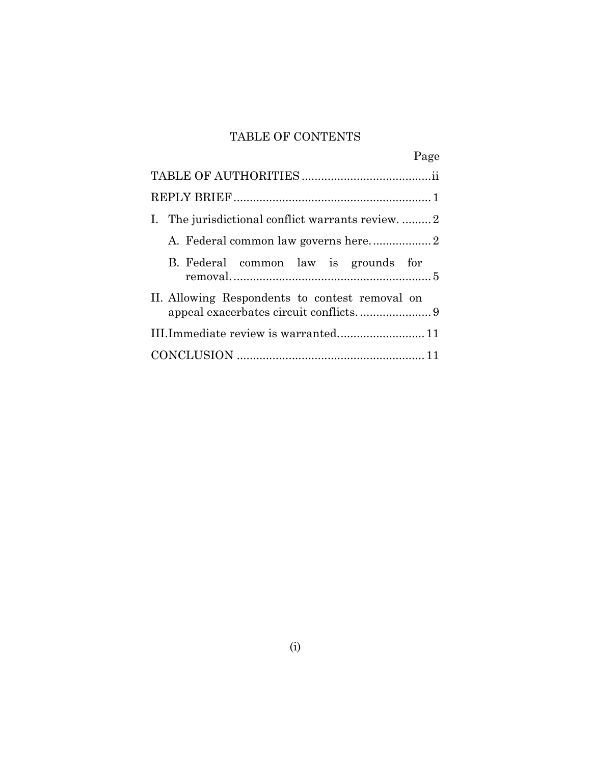# TABLE OF CONTENTS

| | Page |
|---|---|
| TABLE OF AUTHORITIES | ii |
| REPLY BRIEF | 1 |
| I. The jurisdictional conflict warrants review. | 2 |
| A. Federal common law governs here. | 2 |
| B. Federal common law is grounds for removal. | 5 |
| II. Allowing Respondents to contest removal on appeal exacerbates circuit conflicts. | 9 |
| III. Immediate review is warranted. | 11 |
| CONCLUSION | 11 |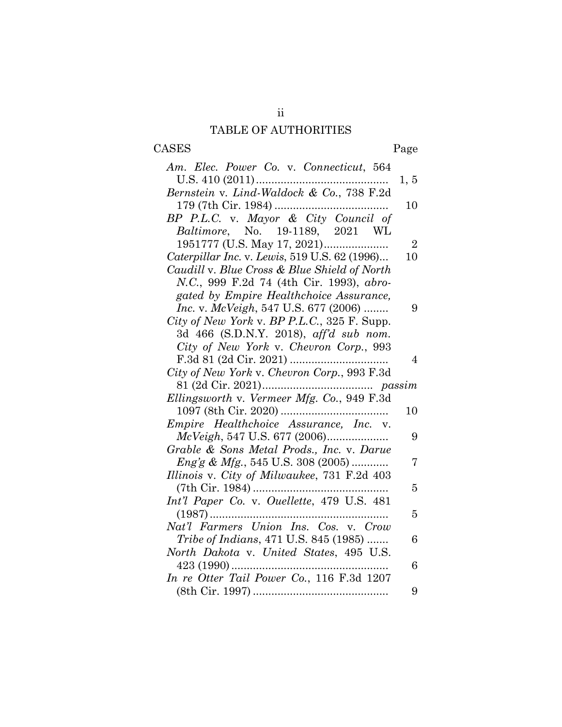# TABLE OF AUTHORITIES

CASES — Page

*Am. Elec. Power Co.* v. *Connecticut*, 564 U.S. 410 (2011) .......... 1, 5

*Bernstein* v. *Lind-Waldock & Co.*, 738 F.2d 179 (7th Cir. 1984) .......... 10

*BP P.L.C.* v. *Mayor & City Council of Baltimore*, No. 19-1189, 2021 WL 1951777 (U.S. May 17, 2021) .......... 2

*Caterpillar Inc.* v. *Lewis*, 519 U.S. 62 (1996) .......... 10

*Caudill* v. *Blue Cross & Blue Shield of North N.C.*, 999 F.2d 74 (4th Cir. 1993), *abrogated by Empire Healthchoice Assurance, Inc.* v. *McVeigh*, 547 U.S. 677 (2006) .......... 9

*City of New York* v. *BP P.L.C.*, 325 F. Supp. 3d 466 (S.D.N.Y. 2018), *aff'd sub nom. City of New York* v. *Chevron Corp.*, 993 F.3d 81 (2d Cir. 2021) .......... 4

*City of New York* v. *Chevron Corp.*, 993 F.3d 81 (2d Cir. 2021) .......... *passim*

*Ellingsworth* v. *Vermeer Mfg. Co.*, 949 F.3d 1097 (8th Cir. 2020) .......... 10

*Empire Healthchoice Assurance, Inc.* v. *McVeigh*, 547 U.S. 677 (2006) .......... 9

*Grable & Sons Metal Prods., Inc.* v. *Darue Eng'g & Mfg.*, 545 U.S. 308 (2005) .......... 7

*Illinois* v. *City of Milwaukee*, 731 F.2d 403 (7th Cir. 1984) .......... 5

*Int'l Paper Co.* v. *Ouellette*, 479 U.S. 481 (1987) .......... 5

*Nat'l Farmers Union Ins. Cos.* v. *Crow Tribe of Indians*, 471 U.S. 845 (1985) .......... 6

*North Dakota* v. *United States*, 495 U.S. 423 (1990) .......... 6

*In re Otter Tail Power Co.*, 116 F.3d 1207 (8th Cir. 1997) .......... 9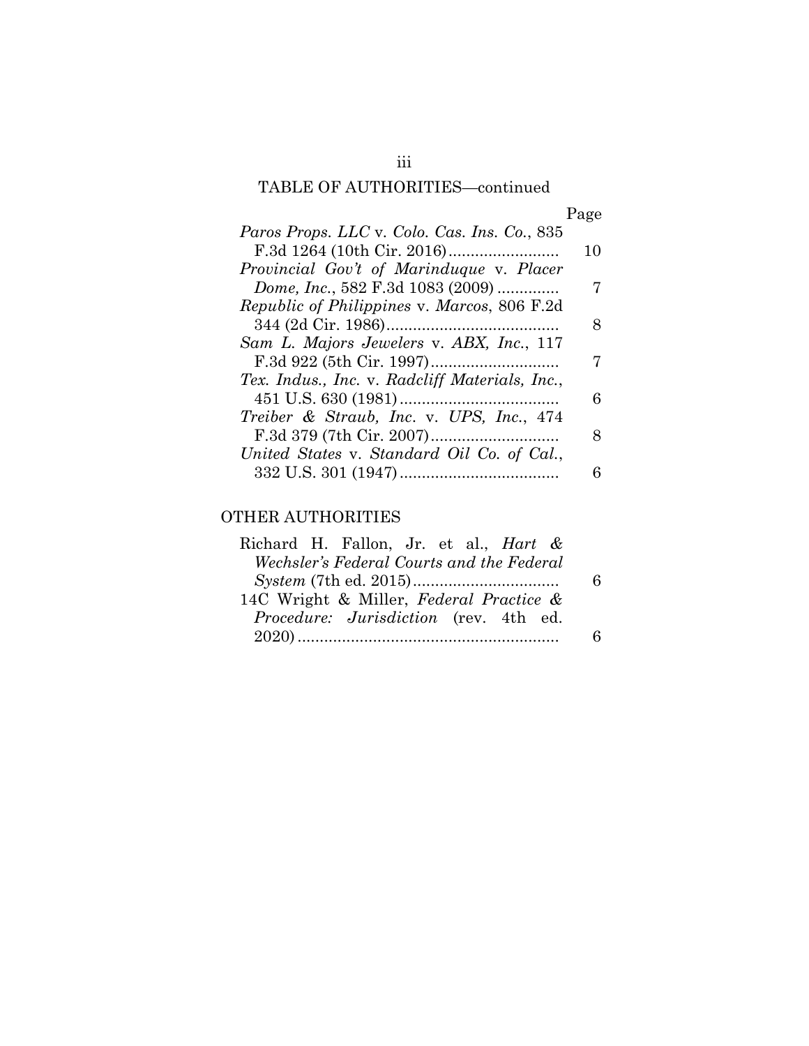TABLE OF AUTHORITIES—continued

| | Page |
|---|---|
| *Paros Props. LLC* v. *Colo. Cas. Ins. Co.*, 835 F.3d 1264 (10th Cir. 2016) | 10 |
| *Provincial Gov't of Marinduque* v. *Placer Dome, Inc.*, 582 F.3d 1083 (2009) | 7 |
| *Republic of Philippines* v. *Marcos*, 806 F.2d 344 (2d Cir. 1986) | 8 |
| *Sam L. Majors Jewelers* v. *ABX, Inc.*, 117 F.3d 922 (5th Cir. 1997) | 7 |
| *Tex. Indus., Inc.* v. *Radcliff Materials, Inc.*, 451 U.S. 630 (1981) | 6 |
| *Treiber & Straub, Inc.* v. *UPS, Inc.*, 474 F.3d 379 (7th Cir. 2007) | 8 |
| *United States* v. *Standard Oil Co. of Cal.*, 332 U.S. 301 (1947) | 6 |

## OTHER AUTHORITIES

| | |
|---|---|
| Richard H. Fallon, Jr. et al., *Hart & Wechsler's Federal Courts and the Federal System* (7th ed. 2015) | 6 |
| 14C Wright & Miller, *Federal Practice & Procedure: Jurisdiction* (rev. 4th ed. 2020) | 6 |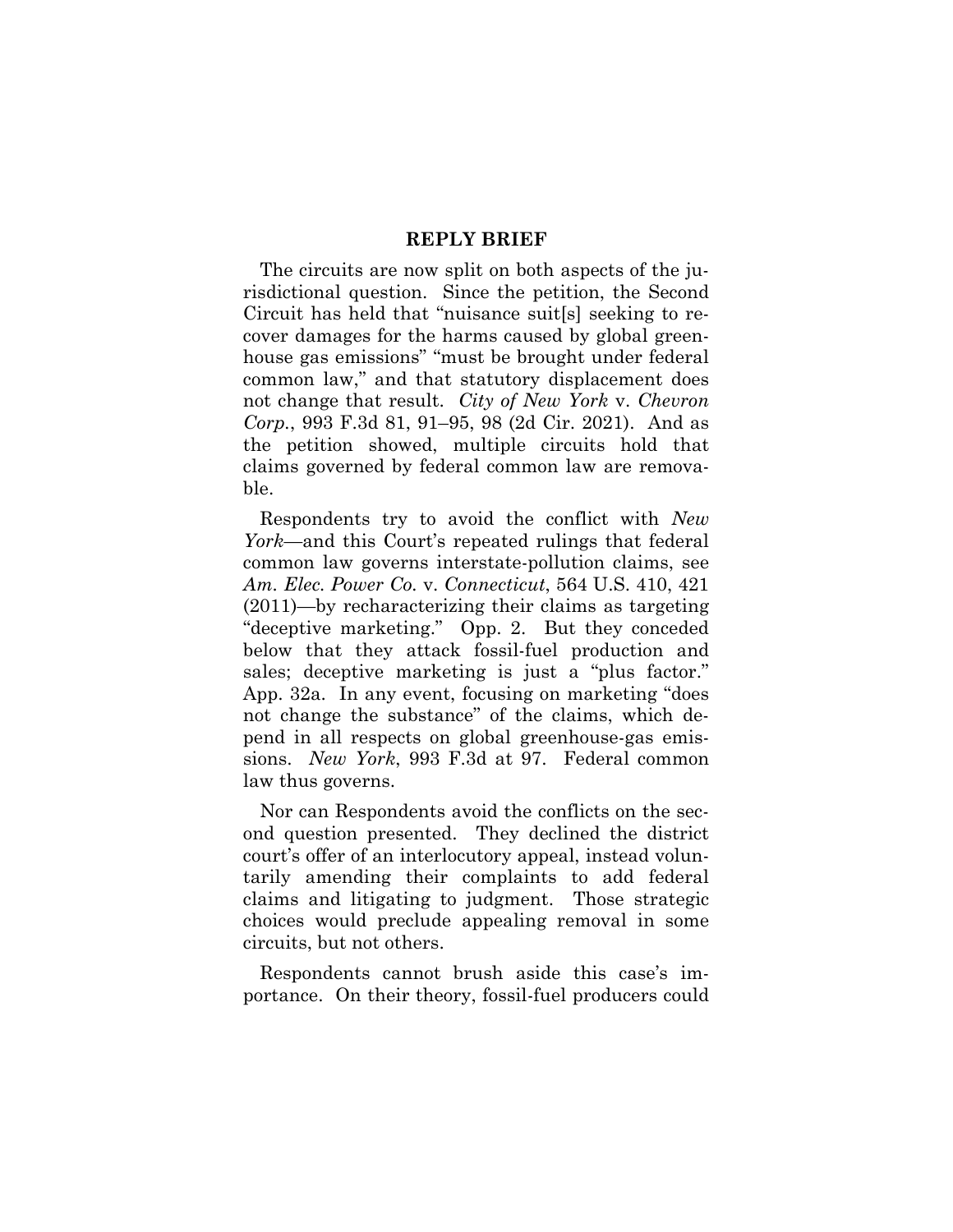## REPLY BRIEF

The circuits are now split on both aspects of the jurisdictional question. Since the petition, the Second Circuit has held that "nuisance suit[s] seeking to recover damages for the harms caused by global greenhouse gas emissions" "must be brought under federal common law," and that statutory displacement does not change that result. *City of New York* v. *Chevron Corp.*, 993 F.3d 81, 91–95, 98 (2d Cir. 2021). And as the petition showed, multiple circuits hold that claims governed by federal common law are removable.

Respondents try to avoid the conflict with *New York*—and this Court's repeated rulings that federal common law governs interstate-pollution claims, see *Am. Elec. Power Co.* v. *Connecticut*, 564 U.S. 410, 421 (2011)—by recharacterizing their claims as targeting "deceptive marketing." Opp. 2. But they conceded below that they attack fossil-fuel production and sales; deceptive marketing is just a "plus factor." App. 32a. In any event, focusing on marketing "does not change the substance" of the claims, which depend in all respects on global greenhouse-gas emissions. *New York*, 993 F.3d at 97. Federal common law thus governs.

Nor can Respondents avoid the conflicts on the second question presented. They declined the district court's offer of an interlocutory appeal, instead voluntarily amending their complaints to add federal claims and litigating to judgment. Those strategic choices would preclude appealing removal in some circuits, but not others.

Respondents cannot brush aside this case's importance. On their theory, fossil-fuel producers could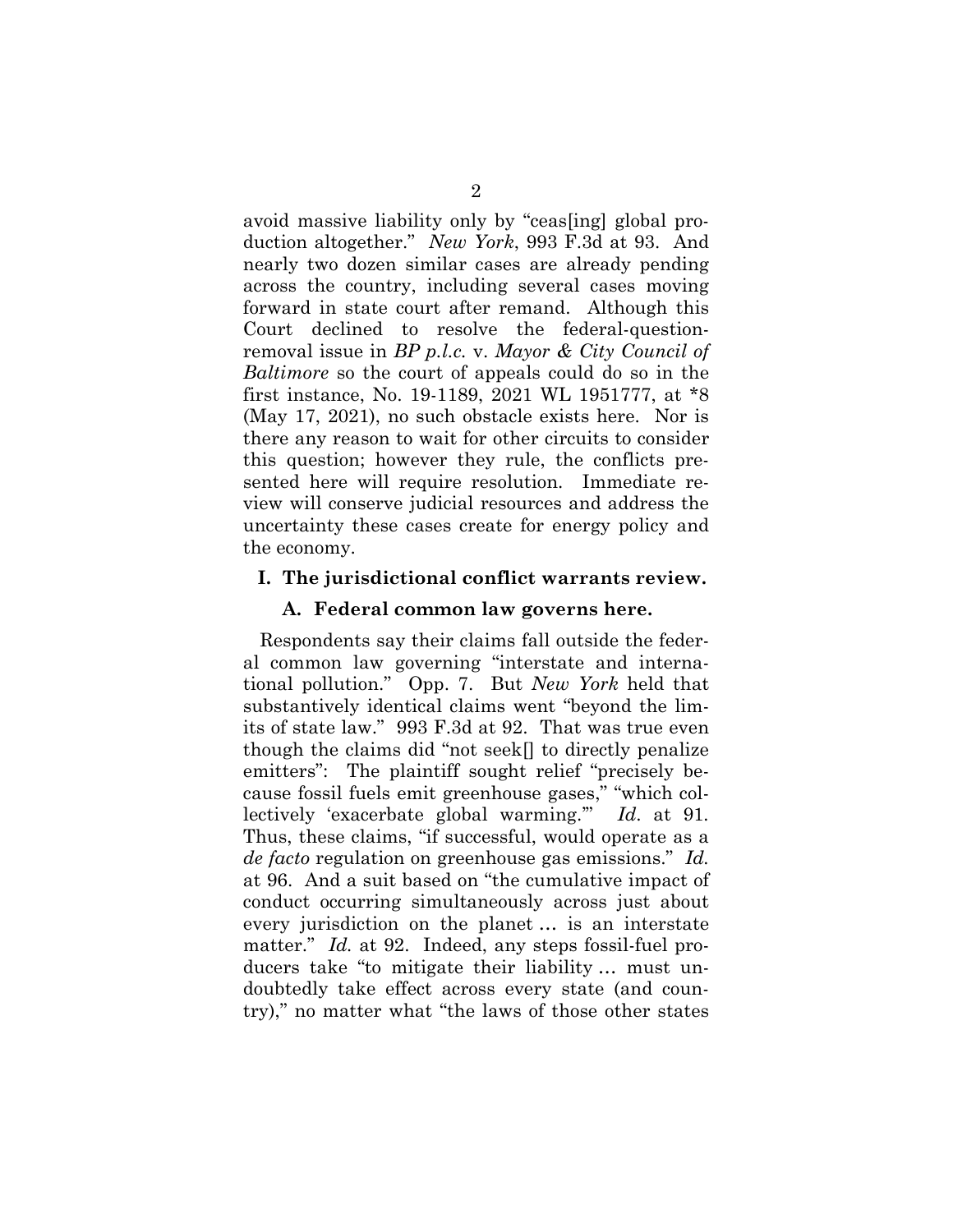avoid massive liability only by "ceas[ing] global production altogether." *New York*, 993 F.3d at 93. And nearly two dozen similar cases are already pending across the country, including several cases moving forward in state court after remand. Although this Court declined to resolve the federal-question-removal issue in *BP p.l.c.* v. *Mayor & City Council of Baltimore* so the court of appeals could do so in the first instance, No. 19-1189, 2021 WL 1951777, at *8 (May 17, 2021), no such obstacle exists here. Nor is there any reason to wait for other circuits to consider this question; however they rule, the conflicts presented here will require resolution. Immediate review will conserve judicial resources and address the uncertainty these cases create for energy policy and the economy.

## I. The jurisdictional conflict warrants review.

### A. Federal common law governs here.

Respondents say their claims fall outside the federal common law governing "interstate and international pollution." Opp. 7. But *New York* held that substantively identical claims went "beyond the limits of state law." 993 F.3d at 92. That was true even though the claims did "not seek[] to directly penalize emitters": The plaintiff sought relief "precisely because fossil fuels emit greenhouse gases," "which collectively 'exacerbate global warming.'" *Id*. at 91. Thus, these claims, "if successful, would operate as a *de facto* regulation on greenhouse gas emissions." *Id.* at 96. And a suit based on "the cumulative impact of conduct occurring simultaneously across just about every jurisdiction on the planet … is an interstate matter." *Id.* at 92. Indeed, any steps fossil-fuel producers take "to mitigate their liability … must undoubtedly take effect across every state (and country)," no matter what "the laws of those other states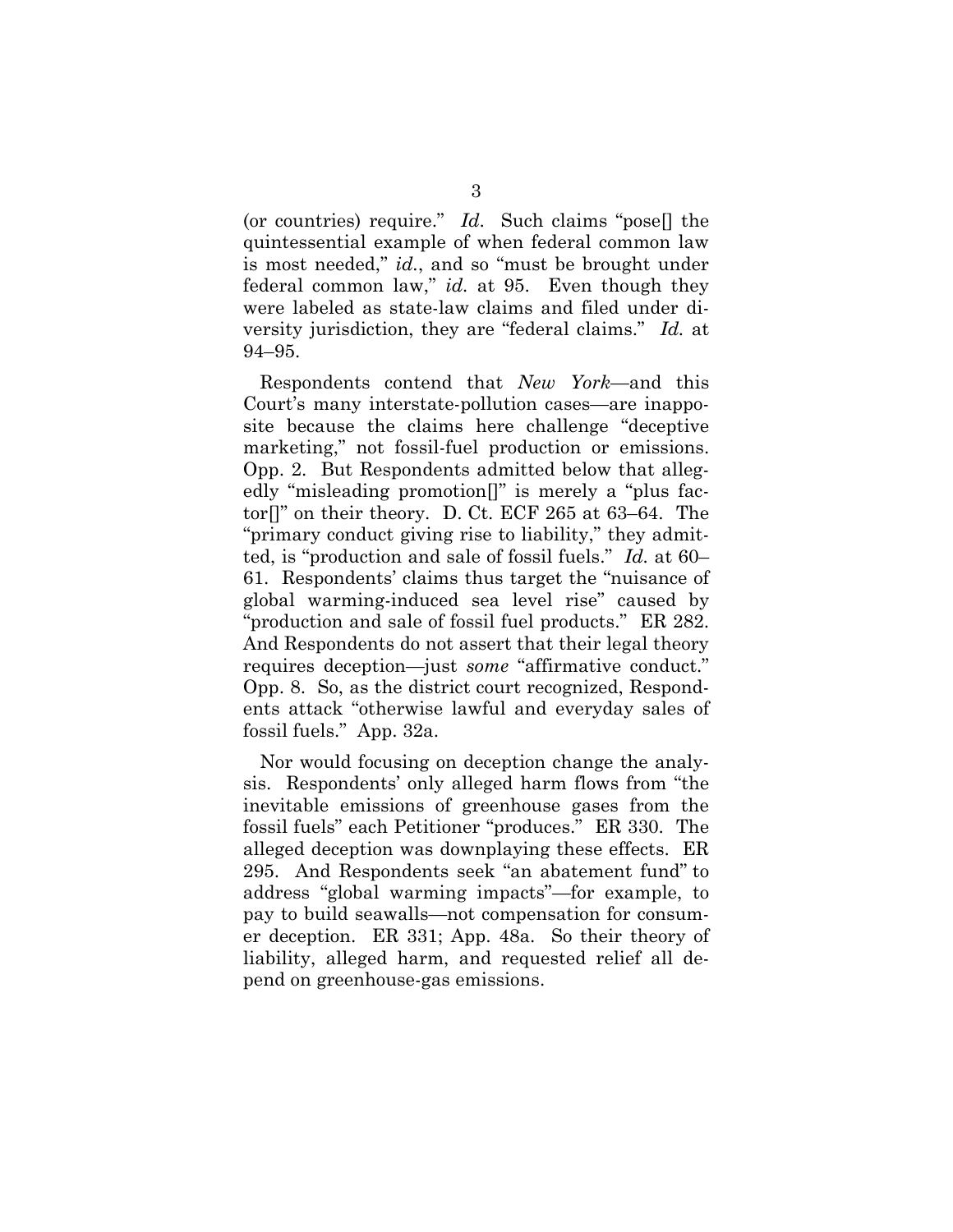(or countries) require." *Id.* Such claims "pose[] the quintessential example of when federal common law is most needed," *id.*, and so "must be brought under federal common law," *id.* at 95. Even though they were labeled as state-law claims and filed under diversity jurisdiction, they are "federal claims." *Id.* at 94–95.

Respondents contend that *New York*—and this Court's many interstate-pollution cases—are inapposite because the claims here challenge "deceptive marketing," not fossil-fuel production or emissions. Opp. 2. But Respondents admitted below that allegedly "misleading promotion[]" is merely a "plus factor[]" on their theory. D. Ct. ECF 265 at 63–64. The "primary conduct giving rise to liability," they admitted, is "production and sale of fossil fuels." *Id.* at 60–61. Respondents' claims thus target the "nuisance of global warming-induced sea level rise" caused by "production and sale of fossil fuel products." ER 282. And Respondents do not assert that their legal theory requires deception—just *some* "affirmative conduct." Opp. 8. So, as the district court recognized, Respondents attack "otherwise lawful and everyday sales of fossil fuels." App. 32a.

Nor would focusing on deception change the analysis. Respondents' only alleged harm flows from "the inevitable emissions of greenhouse gases from the fossil fuels" each Petitioner "produces." ER 330. The alleged deception was downplaying these effects. ER 295. And Respondents seek "an abatement fund" to address "global warming impacts"—for example, to pay to build seawalls—not compensation for consumer deception. ER 331; App. 48a. So their theory of liability, alleged harm, and requested relief all depend on greenhouse-gas emissions.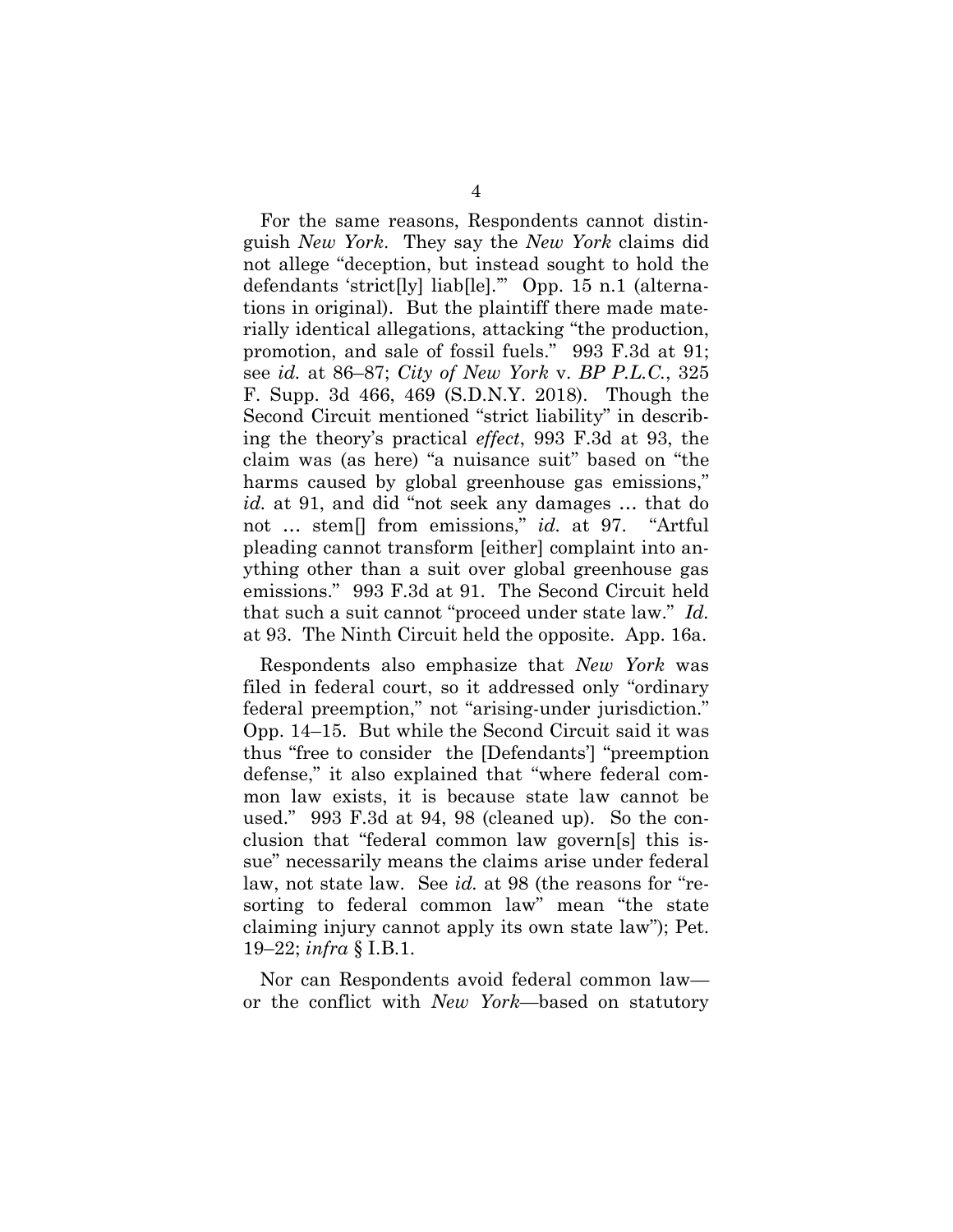For the same reasons, Respondents cannot distinguish *New York*. They say the *New York* claims did not allege "deception, but instead sought to hold the defendants 'strict[ly] liab[le].'" Opp. 15 n.1 (alternations in original). But the plaintiff there made materially identical allegations, attacking "the production, promotion, and sale of fossil fuels." 993 F.3d at 91; see *id.* at 86–87; *City of New York* v. *BP P.L.C.*, 325 F. Supp. 3d 466, 469 (S.D.N.Y. 2018). Though the Second Circuit mentioned "strict liability" in describing the theory's practical *effect*, 993 F.3d at 93, the claim was (as here) "a nuisance suit" based on "the harms caused by global greenhouse gas emissions," *id.* at 91, and did "not seek any damages … that do not … stem[] from emissions," *id.* at 97. "Artful pleading cannot transform [either] complaint into anything other than a suit over global greenhouse gas emissions." 993 F.3d at 91. The Second Circuit held that such a suit cannot "proceed under state law." *Id.* at 93. The Ninth Circuit held the opposite. App. 16a.

Respondents also emphasize that *New York* was filed in federal court, so it addressed only "ordinary federal preemption," not "arising-under jurisdiction." Opp. 14–15. But while the Second Circuit said it was thus "free to consider the [Defendants'] "preemption defense," it also explained that "where federal common law exists, it is because state law cannot be used." 993 F.3d at 94, 98 (cleaned up). So the conclusion that "federal common law govern[s] this issue" necessarily means the claims arise under federal law, not state law. See *id.* at 98 (the reasons for "resorting to federal common law" mean "the state claiming injury cannot apply its own state law"); Pet. 19–22; *infra* § I.B.1.

Nor can Respondents avoid federal common law—or the conflict with *New York*—based on statutory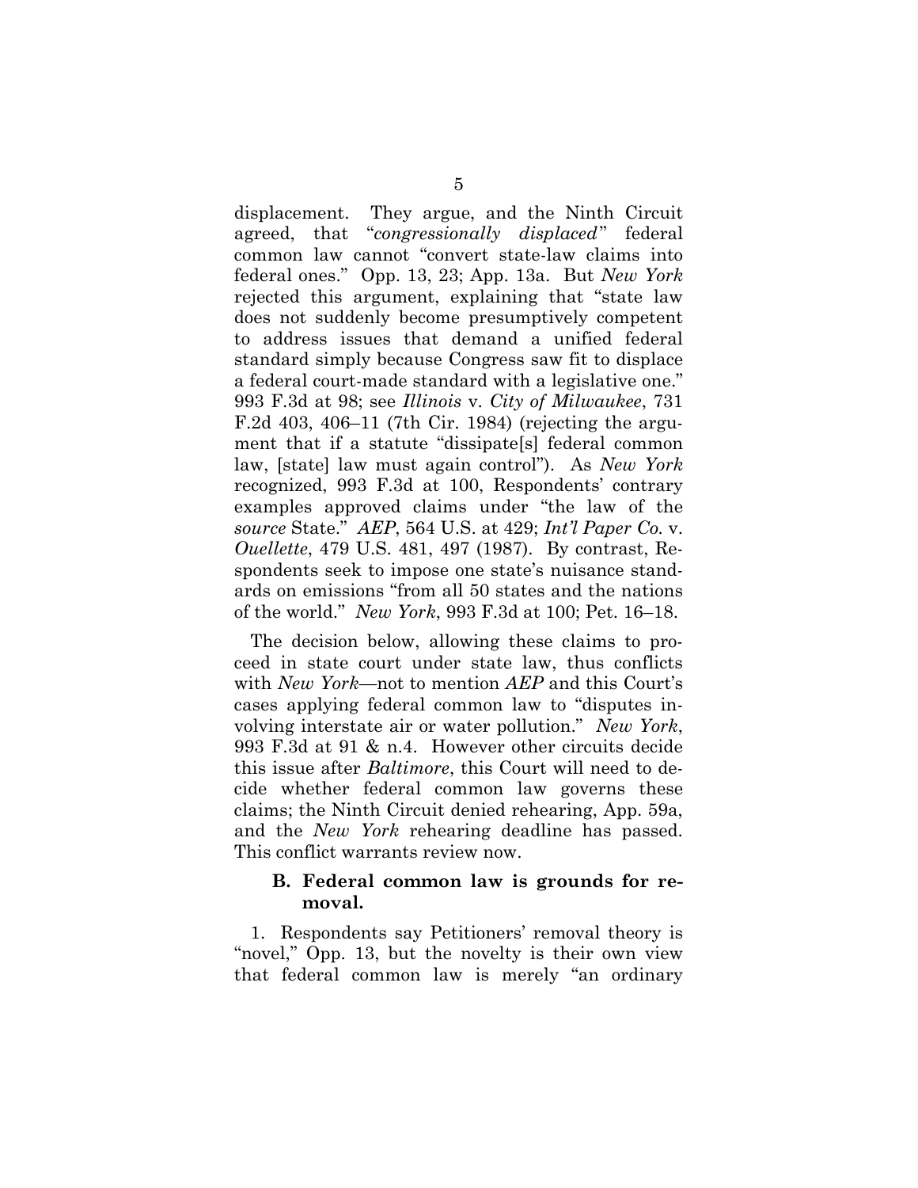displacement. They argue, and the Ninth Circuit agreed, that "*congressionally displaced*" federal common law cannot "convert state-law claims into federal ones." Opp. 13, 23; App. 13a. But *New York* rejected this argument, explaining that "state law does not suddenly become presumptively competent to address issues that demand a unified federal standard simply because Congress saw fit to displace a federal court-made standard with a legislative one." 993 F.3d at 98; see *Illinois* v. *City of Milwaukee*, 731 F.2d 403, 406–11 (7th Cir. 1984) (rejecting the argument that if a statute "dissipate[s] federal common law, [state] law must again control"). As *New York* recognized, 993 F.3d at 100, Respondents' contrary examples approved claims under "the law of the *source* State." *AEP*, 564 U.S. at 429; *Int'l Paper Co.* v. *Ouellette*, 479 U.S. 481, 497 (1987). By contrast, Respondents seek to impose one state's nuisance standards on emissions "from all 50 states and the nations of the world." *New York*, 993 F.3d at 100; Pet. 16–18.

The decision below, allowing these claims to proceed in state court under state law, thus conflicts with *New York*—not to mention *AEP* and this Court's cases applying federal common law to "disputes involving interstate air or water pollution." *New York*, 993 F.3d at 91 & n.4. However other circuits decide this issue after *Baltimore*, this Court will need to decide whether federal common law governs these claims; the Ninth Circuit denied rehearing, App. 59a, and the *New York* rehearing deadline has passed. This conflict warrants review now.

### B. Federal common law is grounds for removal.

1. Respondents say Petitioners' removal theory is "novel," Opp. 13, but the novelty is their own view that federal common law is merely "an ordinary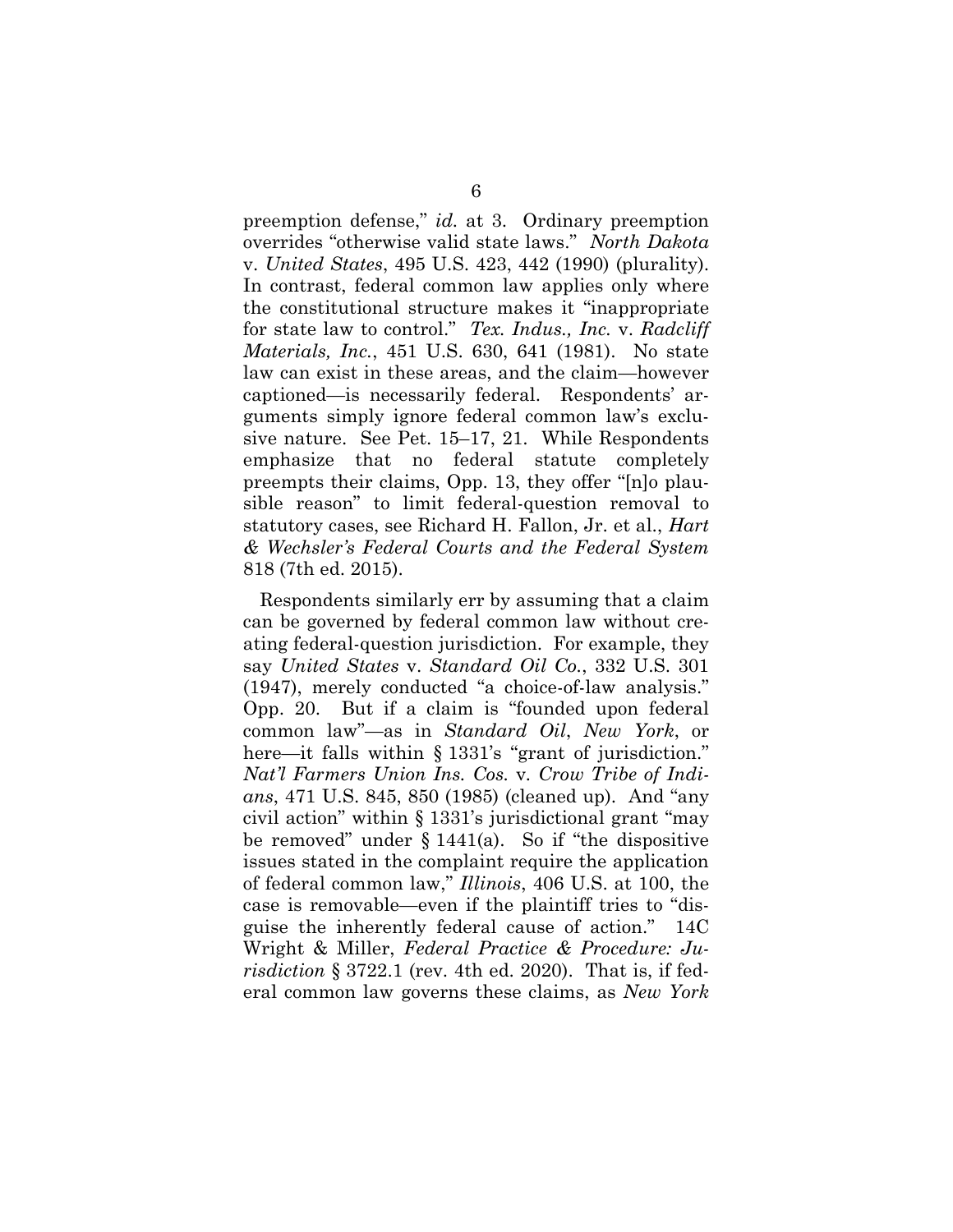preemption defense," *id.* at 3. Ordinary preemption overrides "otherwise valid state laws." *North Dakota* v. *United States*, 495 U.S. 423, 442 (1990) (plurality). In contrast, federal common law applies only where the constitutional structure makes it "inappropriate for state law to control." *Tex. Indus., Inc.* v. *Radcliff Materials, Inc.*, 451 U.S. 630, 641 (1981). No state law can exist in these areas, and the claim—however captioned—is necessarily federal. Respondents' arguments simply ignore federal common law's exclusive nature. See Pet. 15–17, 21. While Respondents emphasize that no federal statute completely preempts their claims, Opp. 13, they offer "[n]o plausible reason" to limit federal-question removal to statutory cases, see Richard H. Fallon, Jr. et al., *Hart & Wechsler's Federal Courts and the Federal System* 818 (7th ed. 2015).

Respondents similarly err by assuming that a claim can be governed by federal common law without creating federal-question jurisdiction. For example, they say *United States* v. *Standard Oil Co.*, 332 U.S. 301 (1947), merely conducted "a choice-of-law analysis." Opp. 20. But if a claim is "founded upon federal common law"—as in *Standard Oil*, *New York*, or here—it falls within § 1331's "grant of jurisdiction." *Nat'l Farmers Union Ins. Cos.* v. *Crow Tribe of Indians*, 471 U.S. 845, 850 (1985) (cleaned up). And "any civil action" within § 1331's jurisdictional grant "may be removed" under § 1441(a). So if "the dispositive issues stated in the complaint require the application of federal common law," *Illinois*, 406 U.S. at 100, the case is removable—even if the plaintiff tries to "disguise the inherently federal cause of action." 14C Wright & Miller, *Federal Practice & Procedure: Jurisdiction* § 3722.1 (rev. 4th ed. 2020). That is, if federal common law governs these claims, as *New York*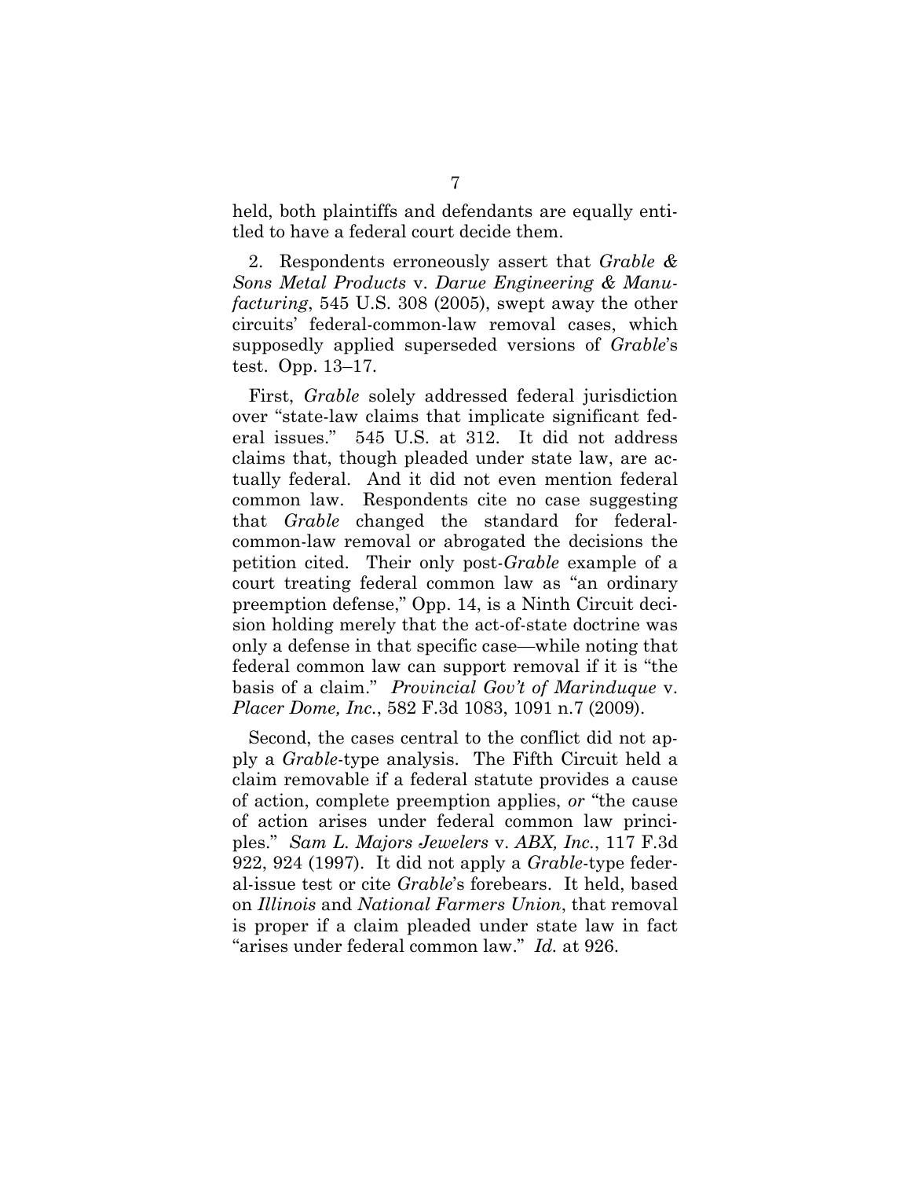held, both plaintiffs and defendants are equally entitled to have a federal court decide them.

2. Respondents erroneously assert that *Grable & Sons Metal Products* v. *Darue Engineering & Manufacturing*, 545 U.S. 308 (2005), swept away the other circuits' federal-common-law removal cases, which supposedly applied superseded versions of *Grable*'s test. Opp. 13–17.

First, *Grable* solely addressed federal jurisdiction over "state-law claims that implicate significant federal issues." 545 U.S. at 312. It did not address claims that, though pleaded under state law, are actually federal. And it did not even mention federal common law. Respondents cite no case suggesting that *Grable* changed the standard for federal-common-law removal or abrogated the decisions the petition cited. Their only post-*Grable* example of a court treating federal common law as "an ordinary preemption defense," Opp. 14, is a Ninth Circuit decision holding merely that the act-of-state doctrine was only a defense in that specific case—while noting that federal common law can support removal if it is "the basis of a claim." *Provincial Gov't of Marinduque* v. *Placer Dome, Inc.*, 582 F.3d 1083, 1091 n.7 (2009).

Second, the cases central to the conflict did not apply a *Grable*-type analysis. The Fifth Circuit held a claim removable if a federal statute provides a cause of action, complete preemption applies, *or* "the cause of action arises under federal common law principles." *Sam L. Majors Jewelers* v. *ABX, Inc.*, 117 F.3d 922, 924 (1997). It did not apply a *Grable*-type federal-issue test or cite *Grable*'s forebears. It held, based on *Illinois* and *National Farmers Union*, that removal is proper if a claim pleaded under state law in fact "arises under federal common law." *Id.* at 926.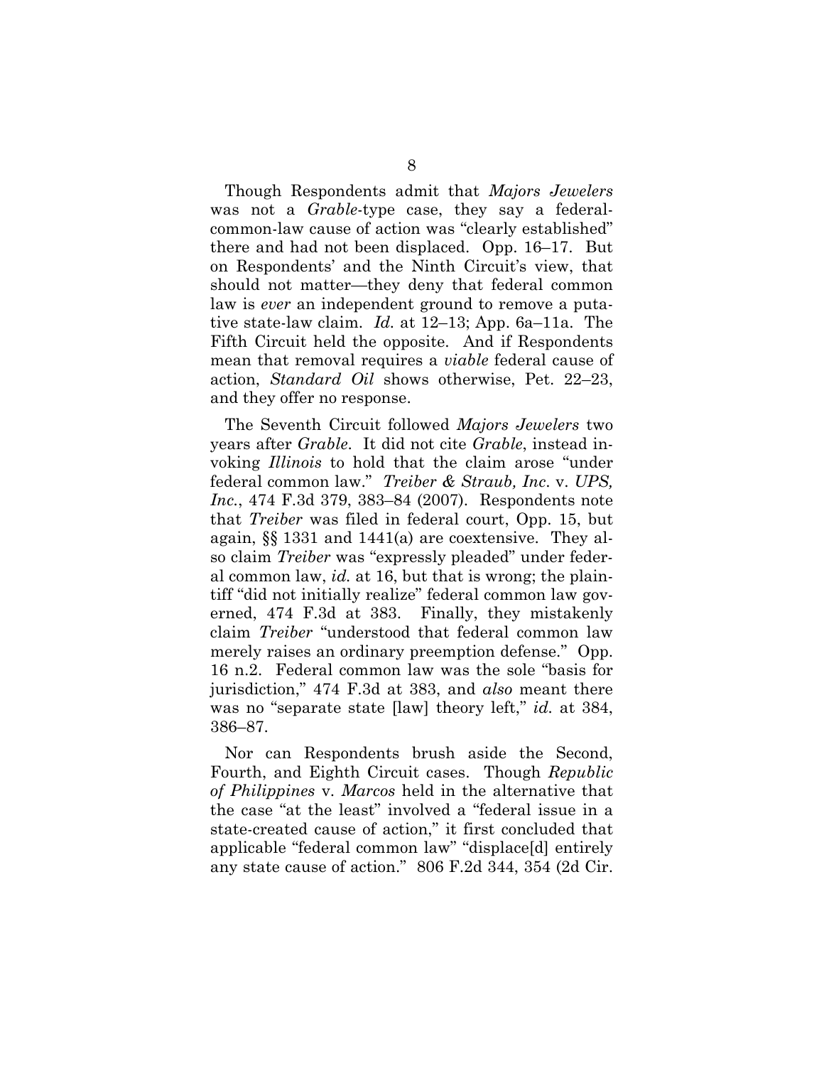Though Respondents admit that *Majors Jewelers* was not a *Grable*-type case, they say a federal-common-law cause of action was "clearly established" there and had not been displaced. Opp. 16–17. But on Respondents' and the Ninth Circuit's view, that should not matter—they deny that federal common law is *ever* an independent ground to remove a putative state-law claim. *Id.* at 12–13; App. 6a–11a. The Fifth Circuit held the opposite. And if Respondents mean that removal requires a *viable* federal cause of action, *Standard Oil* shows otherwise, Pet. 22–23, and they offer no response.

The Seventh Circuit followed *Majors Jewelers* two years after *Grable*. It did not cite *Grable*, instead invoking *Illinois* to hold that the claim arose "under federal common law." *Treiber & Straub, Inc.* v. *UPS, Inc.*, 474 F.3d 379, 383–84 (2007). Respondents note that *Treiber* was filed in federal court, Opp. 15, but again, §§ 1331 and 1441(a) are coextensive. They also claim *Treiber* was "expressly pleaded" under federal common law, *id.* at 16, but that is wrong; the plaintiff "did not initially realize" federal common law governed, 474 F.3d at 383. Finally, they mistakenly claim *Treiber* "understood that federal common law merely raises an ordinary preemption defense." Opp. 16 n.2. Federal common law was the sole "basis for jurisdiction," 474 F.3d at 383, and *also* meant there was no "separate state [law] theory left," *id.* at 384, 386–87.

Nor can Respondents brush aside the Second, Fourth, and Eighth Circuit cases. Though *Republic of Philippines* v. *Marcos* held in the alternative that the case "at the least" involved a "federal issue in a state-created cause of action," it first concluded that applicable "federal common law" "displace[d] entirely any state cause of action." 806 F.2d 344, 354 (2d Cir.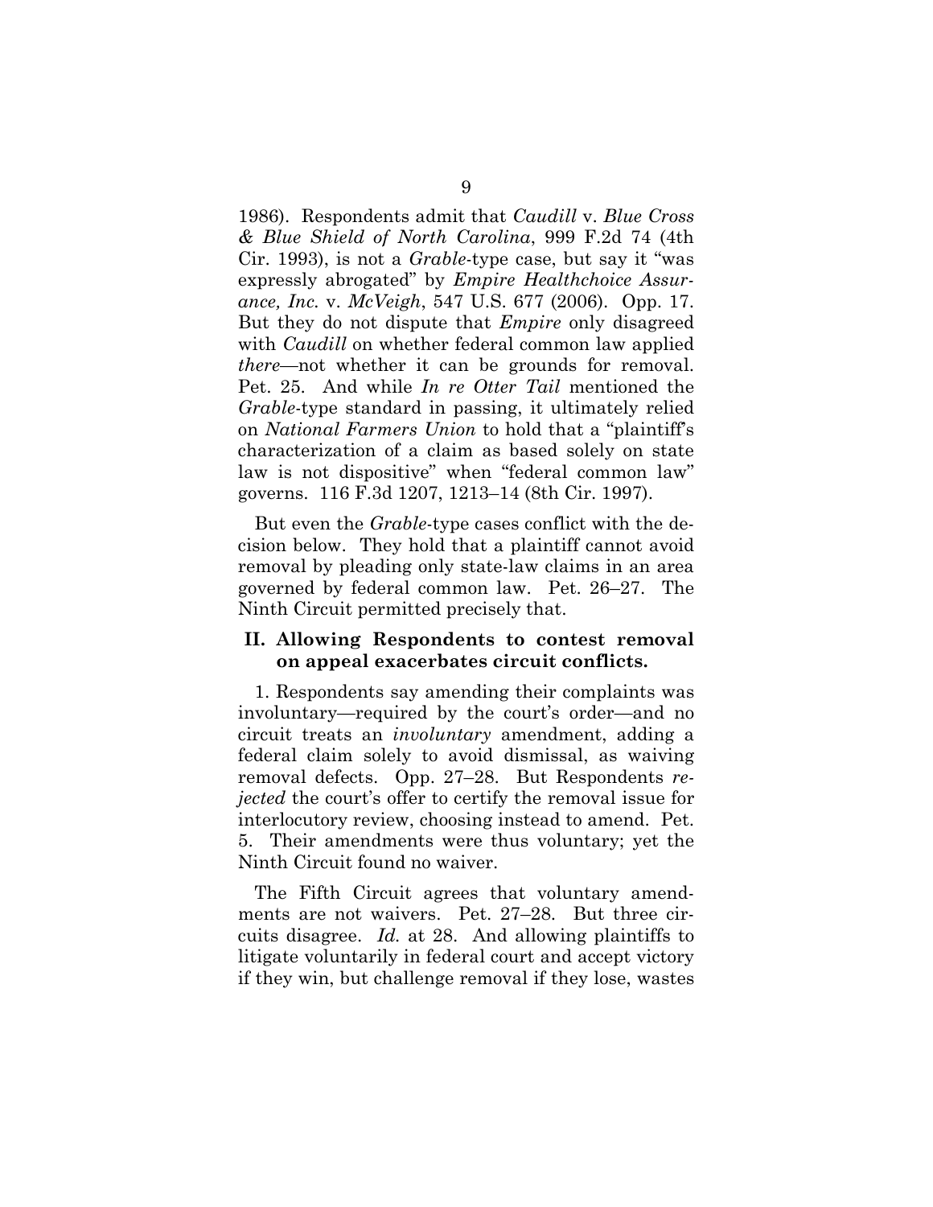1986). Respondents admit that *Caudill* v. *Blue Cross & Blue Shield of North Carolina*, 999 F.2d 74 (4th Cir. 1993), is not a *Grable*-type case, but say it "was expressly abrogated" by *Empire Healthchoice Assurance, Inc.* v. *McVeigh*, 547 U.S. 677 (2006). Opp. 17. But they do not dispute that *Empire* only disagreed with *Caudill* on whether federal common law applied *there*—not whether it can be grounds for removal. Pet. 25. And while *In re Otter Tail* mentioned the *Grable*-type standard in passing, it ultimately relied on *National Farmers Union* to hold that a "plaintiff's characterization of a claim as based solely on state law is not dispositive" when "federal common law" governs. 116 F.3d 1207, 1213–14 (8th Cir. 1997).

But even the *Grable*-type cases conflict with the decision below. They hold that a plaintiff cannot avoid removal by pleading only state-law claims in an area governed by federal common law. Pet. 26–27. The Ninth Circuit permitted precisely that.

## II. Allowing Respondents to contest removal on appeal exacerbates circuit conflicts.

1. Respondents say amending their complaints was involuntary—required by the court's order—and no circuit treats an *involuntary* amendment, adding a federal claim solely to avoid dismissal, as waiving removal defects. Opp. 27–28. But Respondents *rejected* the court's offer to certify the removal issue for interlocutory review, choosing instead to amend. Pet. 5. Their amendments were thus voluntary; yet the Ninth Circuit found no waiver.

The Fifth Circuit agrees that voluntary amendments are not waivers. Pet. 27–28. But three circuits disagree. *Id.* at 28. And allowing plaintiffs to litigate voluntarily in federal court and accept victory if they win, but challenge removal if they lose, wastes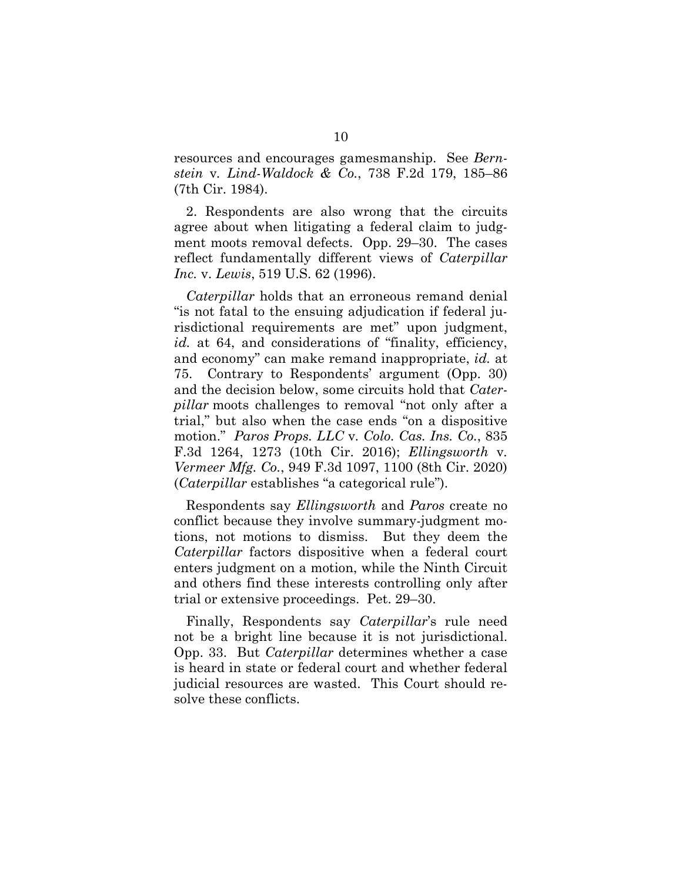resources and encourages gamesmanship. See *Bernstein* v. *Lind-Waldock & Co.*, 738 F.2d 179, 185–86 (7th Cir. 1984).

2. Respondents are also wrong that the circuits agree about when litigating a federal claim to judgment moots removal defects. Opp. 29–30. The cases reflect fundamentally different views of *Caterpillar Inc.* v. *Lewis*, 519 U.S. 62 (1996).

*Caterpillar* holds that an erroneous remand denial "is not fatal to the ensuing adjudication if federal jurisdictional requirements are met" upon judgment, *id.* at 64, and considerations of "finality, efficiency, and economy" can make remand inappropriate, *id.* at 75. Contrary to Respondents' argument (Opp. 30) and the decision below, some circuits hold that *Caterpillar* moots challenges to removal "not only after a trial," but also when the case ends "on a dispositive motion." *Paros Props. LLC* v. *Colo. Cas. Ins. Co.*, 835 F.3d 1264, 1273 (10th Cir. 2016); *Ellingsworth* v. *Vermeer Mfg. Co.*, 949 F.3d 1097, 1100 (8th Cir. 2020) (*Caterpillar* establishes "a categorical rule").

Respondents say *Ellingsworth* and *Paros* create no conflict because they involve summary-judgment motions, not motions to dismiss. But they deem the *Caterpillar* factors dispositive when a federal court enters judgment on a motion, while the Ninth Circuit and others find these interests controlling only after trial or extensive proceedings. Pet. 29–30.

Finally, Respondents say *Caterpillar*'s rule need not be a bright line because it is not jurisdictional. Opp. 33. But *Caterpillar* determines whether a case is heard in state or federal court and whether federal judicial resources are wasted. This Court should resolve these conflicts.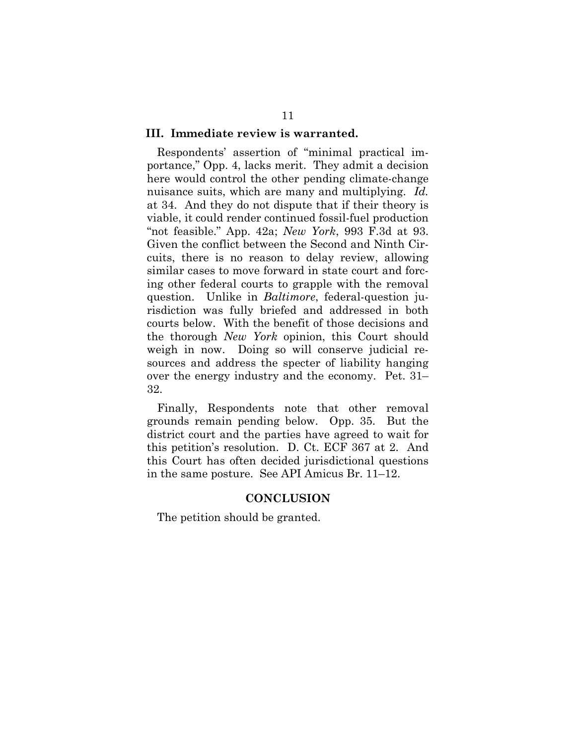## III. Immediate review is warranted.

Respondents' assertion of "minimal practical importance," Opp. 4, lacks merit. They admit a decision here would control the other pending climate-change nuisance suits, which are many and multiplying. *Id.* at 34. And they do not dispute that if their theory is viable, it could render continued fossil-fuel production "not feasible." App. 42a; *New York*, 993 F.3d at 93. Given the conflict between the Second and Ninth Circuits, there is no reason to delay review, allowing similar cases to move forward in state court and forcing other federal courts to grapple with the removal question. Unlike in *Baltimore*, federal-question jurisdiction was fully briefed and addressed in both courts below. With the benefit of those decisions and the thorough *New York* opinion, this Court should weigh in now. Doing so will conserve judicial resources and address the specter of liability hanging over the energy industry and the economy. Pet. 31–32.

Finally, Respondents note that other removal grounds remain pending below. Opp. 35. But the district court and the parties have agreed to wait for this petition's resolution. D. Ct. ECF 367 at 2. And this Court has often decided jurisdictional questions in the same posture. See API Amicus Br. 11–12.

## CONCLUSION

The petition should be granted.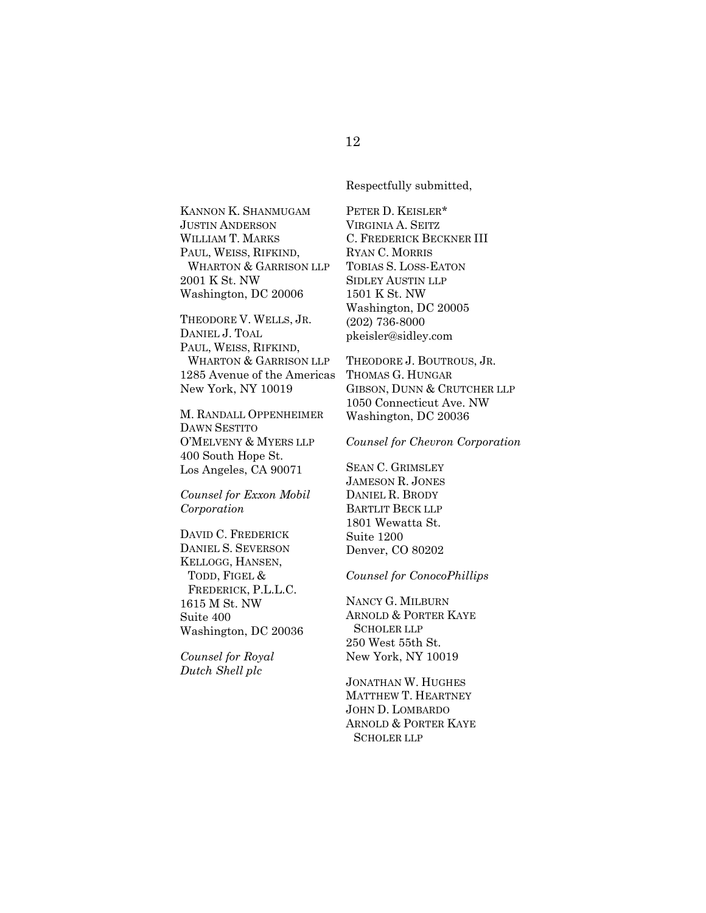Respectfully submitted,

PETER D. KEISLER*
VIRGINIA A. SEITZ
C. FREDERICK BECKNER III
RYAN C. MORRIS
TOBIAS S. LOSS-EATON
SIDLEY AUSTIN LLP
1501 K St. NW
Washington, DC 20005
(202) 736-8000
pkeisler@sidley.com

THEODORE J. BOUTROUS, JR.
THOMAS G. HUNGAR
GIBSON, DUNN & CRUTCHER LLP
1050 Connecticut Ave. NW
Washington, DC 20036

*Counsel for Chevron Corporation*

KANNON K. SHANMUGAM
JUSTIN ANDERSON
WILLIAM T. MARKS
PAUL, WEISS, RIFKIND, WHARTON & GARRISON LLP
2001 K St. NW
Washington, DC 20006

THEODORE V. WELLS, JR.
DANIEL J. TOAL
PAUL, WEISS, RIFKIND, WHARTON & GARRISON LLP
1285 Avenue of the Americas
New York, NY 10019

M. RANDALL OPPENHEIMER
DAWN SESTITO
O'MELVENY & MYERS LLP
400 South Hope St.
Los Angeles, CA 90071

*Counsel for Exxon Mobil Corporation*

DAVID C. FREDERICK
DANIEL S. SEVERSON
KELLOGG, HANSEN, TODD, FIGEL & FREDERICK, P.L.L.C.
1615 M St. NW
Suite 400
Washington, DC 20036

*Counsel for Royal Dutch Shell plc*

SEAN C. GRIMSLEY
JAMESON R. JONES
DANIEL R. BRODY
BARTLIT BECK LLP
1801 Wewatta St.
Suite 1200
Denver, CO 80202

*Counsel for ConocoPhillips*

NANCY G. MILBURN
ARNOLD & PORTER KAYE SCHOLER LLP
250 West 55th St.
New York, NY 10019

JONATHAN W. HUGHES
MATTHEW T. HEARTNEY
JOHN D. LOMBARDO
ARNOLD & PORTER KAYE SCHOLER LLP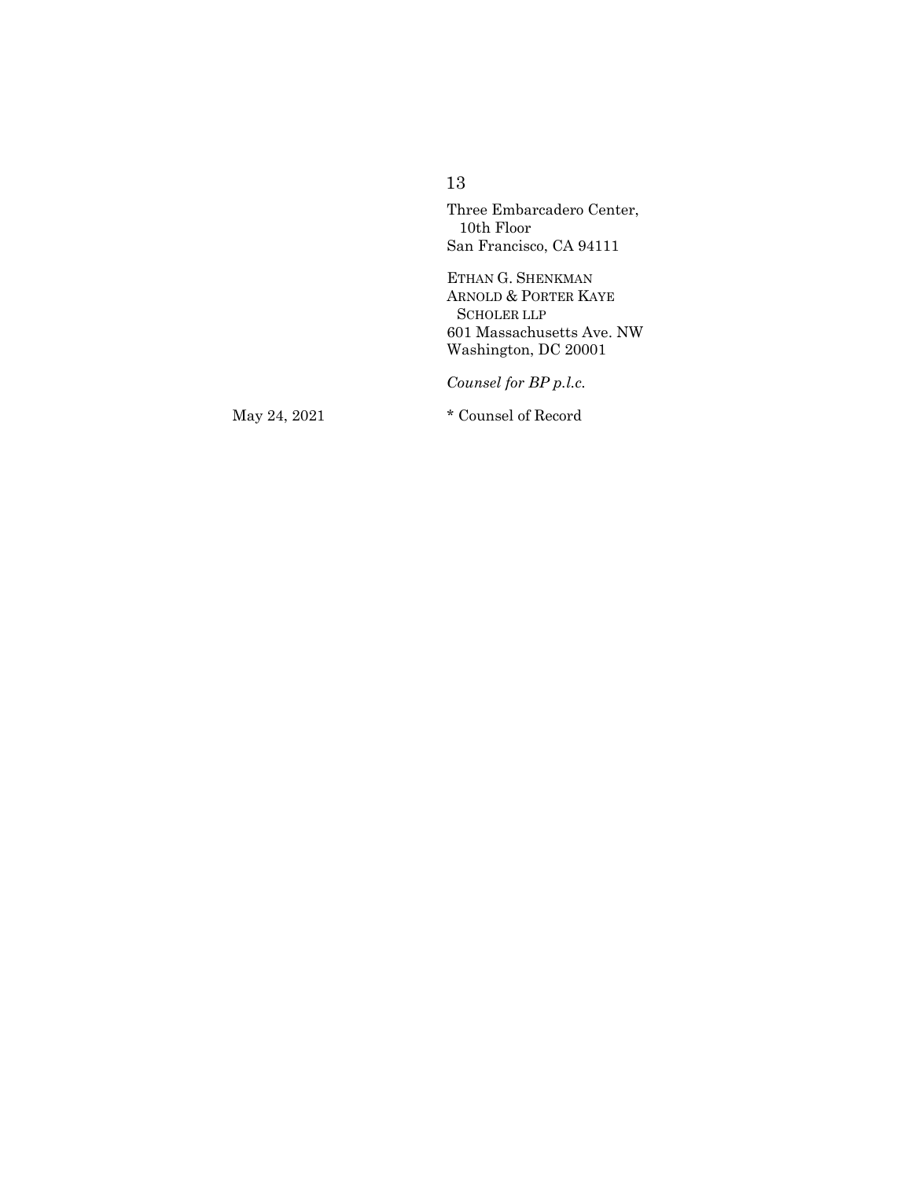Three Embarcadero Center,
10th Floor
San Francisco, CA 94111

ETHAN G. SHENKMAN
ARNOLD & PORTER KAYE
SCHOLER LLP
601 Massachusetts Ave. NW
Washington, DC 20001

*Counsel for BP p.l.c.*

May 24, 2021

* Counsel of Record